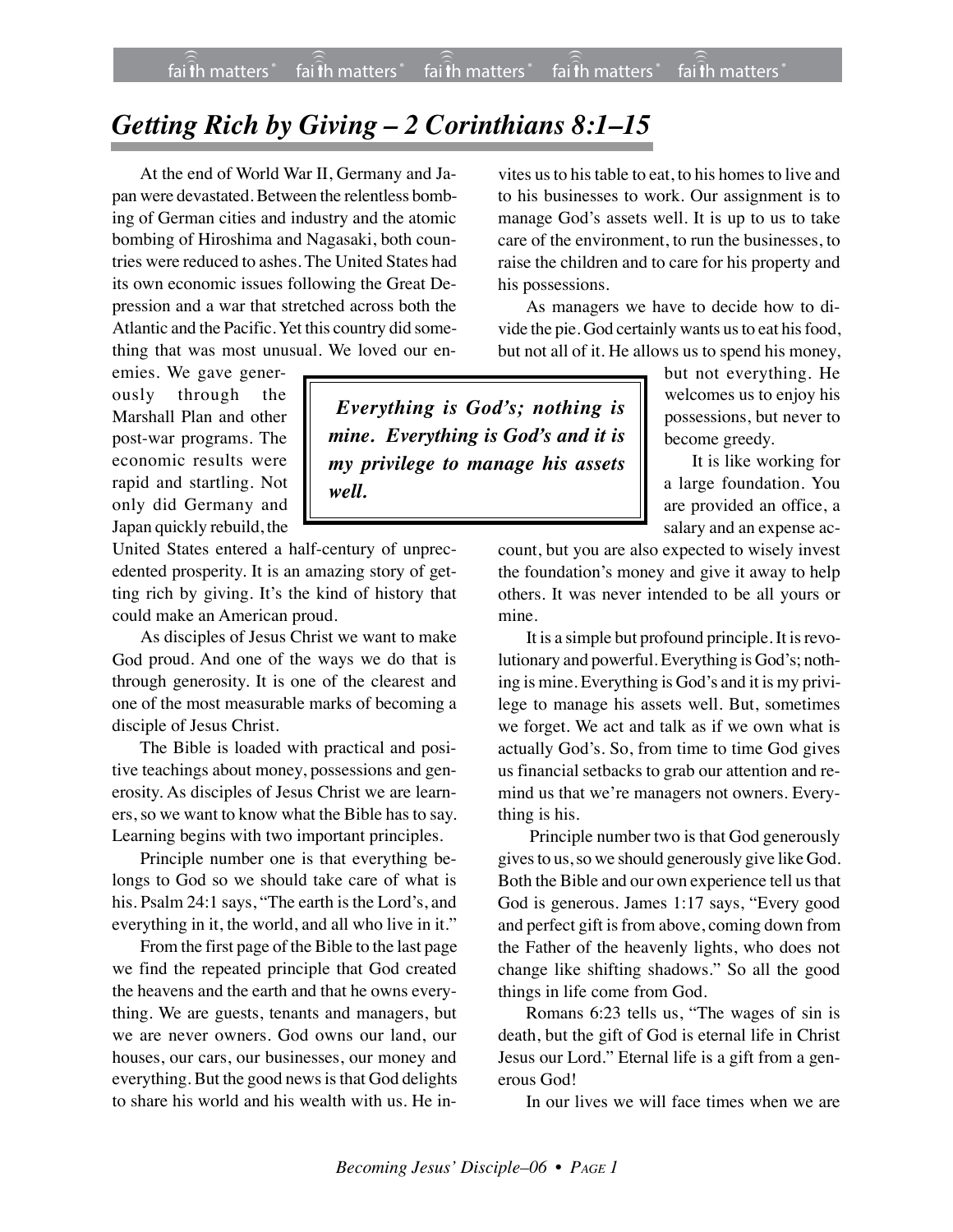# *Getting Rich by Giving – 2 Corinthians 8:1–15*

At the end of World War II, Germany and Japan were devastated. Between the relentless bombing of German cities and industry and the atomic bombing of Hiroshima and Nagasaki, both countries were reduced to ashes. The United States had its own economic issues following the Great Depression and a war that stretched across both the Atlantic and the Pacific. Yet this country did something that was most unusual. We loved our enemies. We gave generously through the Marshall Plan and other post-war programs. The economic results were rapid and startling. Not only did Germany and Japan quickly rebuild, the United States entered a half-century of unprecedented prosperity. It is an amazing story of getting rich by giving. It's the kind of history that could make an American proud.

As disciples of Jesus Christ we want to make God proud. And one of the ways we do that is through generosity. It is one of the clearest and one of the most measurable marks of becoming a disciple of Jesus Christ.

The Bible is loaded with practical and positive teachings about money, possessions and generosity. As disciples of Jesus Christ we are learners, so we want to know what the Bible has to say. Learning begins with two important principles.

Principle number one is that everything belongs to God so we should take care of what is his. Psalm 24:1 says, "The earth is the Lord's, and everything in it, the world, and all who live in it."

From the first page of the Bible to the last page we find the repeated principle that God created the heavens and the earth and that he owns everything. We are guests, tenants and managers, but we are never owners. God owns our land, our houses, our cars, our businesses, our money and everything. But the good news is that God delights to share his world and his wealth with us. He invites us to his table to eat, to his homes to live and to his businesses to work. Our assignment is to manage God's assets well. It is up to us to take care of the environment, to run the businesses, to raise the children and to care for his property and his possessions.

As managers we have to decide how to divide the pie. God certainly wants us to eat his food, but not all of it. He allows us to spend his money, but not everything. He welcomes us to enjoy his possessions, but never to become greedy.

> ***Everything is God's; nothing is mine. Everything is God's and it is my privilege to manage his assets well.***

It is like working for a large foundation. You are provided an office, a salary and an expense account, but you are also expected to wisely invest the foundation's money and give it away to help others. It was never intended to be all yours or mine.

It is a simple but profound principle. It is revolutionary and powerful. Everything is God's; nothing is mine. Everything is God's and it is my privilege to manage his assets well. But, sometimes we forget. We act and talk as if we own what is actually God's. So, from time to time God gives us financial setbacks to grab our attention and remind us that we're managers not owners. Everything is his.

Principle number two is that God generously gives to us, so we should generously give like God. Both the Bible and our own experience tell us that God is generous. James 1:17 says, "Every good and perfect gift is from above, coming down from the Father of the heavenly lights, who does not change like shifting shadows." So all the good things in life come from God.

Romans 6:23 tells us, "The wages of sin is death, but the gift of God is eternal life in Christ Jesus our Lord." Eternal life is a gift from a generous God!

In our lives we will face times when we are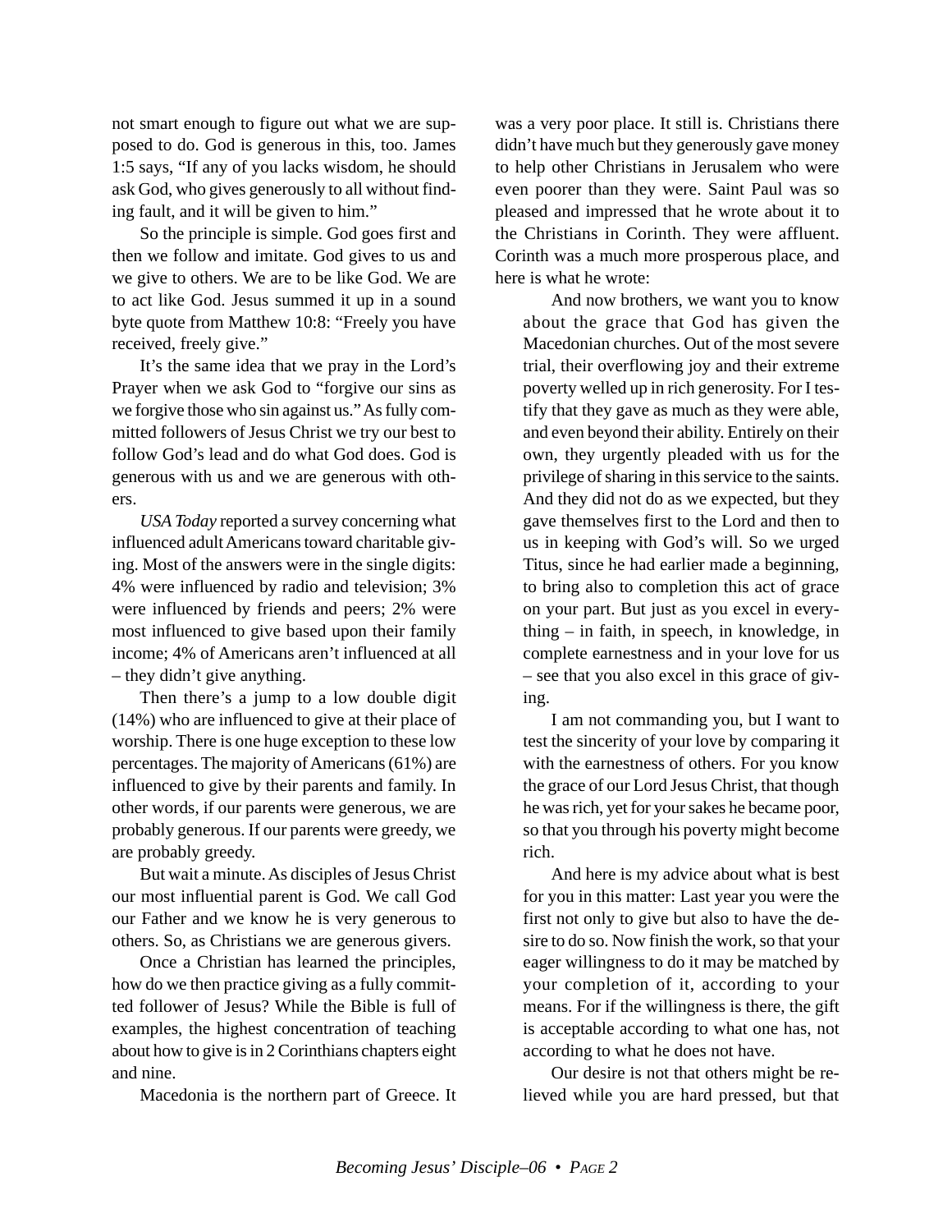not smart enough to figure out what we are supposed to do. God is generous in this, too. James 1:5 says, "If any of you lacks wisdom, he should ask God, who gives generously to all without finding fault, and it will be given to him."

So the principle is simple. God goes first and then we follow and imitate. God gives to us and we give to others. We are to be like God. We are to act like God. Jesus summed it up in a sound byte quote from Matthew 10:8: "Freely you have received, freely give."

It's the same idea that we pray in the Lord's Prayer when we ask God to "forgive our sins as we forgive those who sin against us." As fully committed followers of Jesus Christ we try our best to follow God's lead and do what God does. God is generous with us and we are generous with others.

*USA Today* reported a survey concerning what influenced adult Americans toward charitable giving. Most of the answers were in the single digits: 4% were influenced by radio and television; 3% were influenced by friends and peers; 2% were most influenced to give based upon their family income; 4% of Americans aren't influenced at all – they didn't give anything.

Then there's a jump to a low double digit (14%) who are influenced to give at their place of worship. There is one huge exception to these low percentages. The majority of Americans (61%) are influenced to give by their parents and family. In other words, if our parents were generous, we are probably generous. If our parents were greedy, we are probably greedy.

But wait a minute. As disciples of Jesus Christ our most influential parent is God. We call God our Father and we know he is very generous to others. So, as Christians we are generous givers.

Once a Christian has learned the principles, how do we then practice giving as a fully committed follower of Jesus? While the Bible is full of examples, the highest concentration of teaching about how to give is in 2 Corinthians chapters eight and nine.

Macedonia is the northern part of Greece. It was a very poor place. It still is. Christians there didn't have much but they generously gave money to help other Christians in Jerusalem who were even poorer than they were. Saint Paul was so pleased and impressed that he wrote about it to the Christians in Corinth. They were affluent. Corinth was a much more prosperous place, and here is what he wrote:

> And now brothers, we want you to know about the grace that God has given the Macedonian churches. Out of the most severe trial, their overflowing joy and their extreme poverty welled up in rich generosity. For I testify that they gave as much as they were able, and even beyond their ability. Entirely on their own, they urgently pleaded with us for the privilege of sharing in this service to the saints. And they did not do as we expected, but they gave themselves first to the Lord and then to us in keeping with God's will. So we urged Titus, since he had earlier made a beginning, to bring also to completion this act of grace on your part. But just as you excel in everything – in faith, in speech, in knowledge, in complete earnestness and in your love for us – see that you also excel in this grace of giving.
>
> I am not commanding you, but I want to test the sincerity of your love by comparing it with the earnestness of others. For you know the grace of our Lord Jesus Christ, that though he was rich, yet for your sakes he became poor, so that you through his poverty might become rich.
>
> And here is my advice about what is best for you in this matter: Last year you were the first not only to give but also to have the desire to do so. Now finish the work, so that your eager willingness to do it may be matched by your completion of it, according to your means. For if the willingness is there, the gift is acceptable according to what one has, not according to what he does not have.
>
> Our desire is not that others might be relieved while you are hard pressed, but that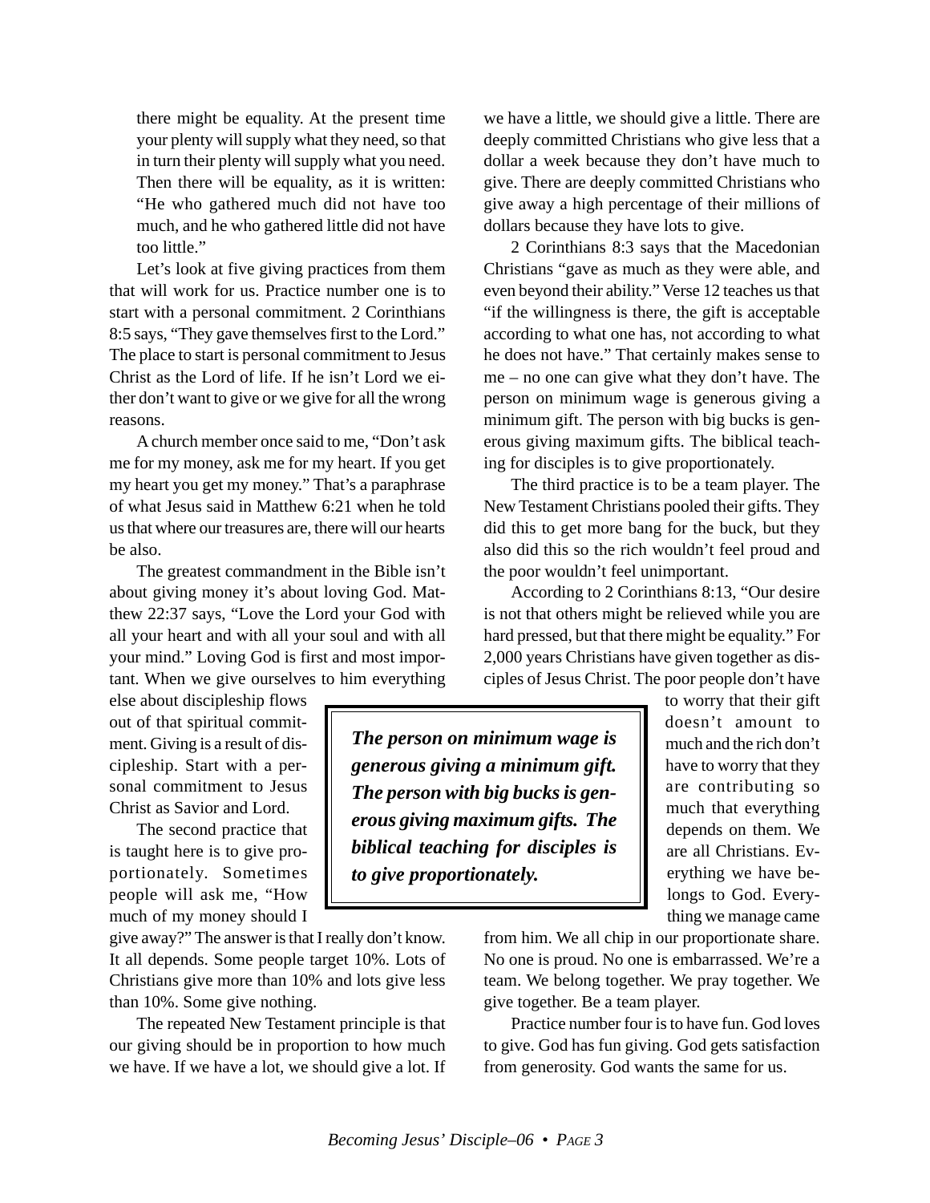> there might be equality. At the present time your plenty will supply what they need, so that in turn their plenty will supply what you need. Then there will be equality, as it is written: "He who gathered much did not have too much, and he who gathered little did not have too little."

Let's look at five giving practices from them that will work for us. Practice number one is to start with a personal commitment. 2 Corinthians 8:5 says, "They gave themselves first to the Lord." The place to start is personal commitment to Jesus Christ as the Lord of life. If he isn't Lord we either don't want to give or we give for all the wrong reasons.

A church member once said to me, "Don't ask me for my money, ask me for my heart. If you get my heart you get my money." That's a paraphrase of what Jesus said in Matthew 6:21 when he told us that where our treasures are, there will our hearts be also.

The greatest commandment in the Bible isn't about giving money it's about loving God. Matthew 22:37 says, "Love the Lord your God with all your heart and with all your soul and with all your mind." Loving God is first and most important. When we give ourselves to him everything else about discipleship flows out of that spiritual commitment. Giving is a result of discipleship. Start with a personal commitment to Jesus Christ as Savior and Lord.

The second practice that is taught here is to give proportionately. Sometimes people will ask me, "How much of my money should I give away?" The answer is that I really don't know. It all depends. Some people target 10%. Lots of Christians give more than 10% and lots give less than 10%. Some give nothing.

The repeated New Testament principle is that our giving should be in proportion to how much we have. If we have a lot, we should give a lot. If we have a little, we should give a little. There are deeply committed Christians who give less that a dollar a week because they don't have much to give. There are deeply committed Christians who give away a high percentage of their millions of dollars because they have lots to give.

2 Corinthians 8:3 says that the Macedonian Christians "gave as much as they were able, and even beyond their ability." Verse 12 teaches us that "if the willingness is there, the gift is acceptable according to what one has, not according to what he does not have." That certainly makes sense to me – no one can give what they don't have. The person on minimum wage is generous giving a minimum gift. The person with big bucks is generous giving maximum gifts. The biblical teaching for disciples is to give proportionately.

> ***The person on minimum wage is generous giving a minimum gift. The person with big bucks is generous giving maximum gifts. The biblical teaching for disciples is to give proportionately.***

The third practice is to be a team player. The New Testament Christians pooled their gifts. They did this to get more bang for the buck, but they also did this so the rich wouldn't feel proud and the poor wouldn't feel unimportant.

According to 2 Corinthians 8:13, "Our desire is not that others might be relieved while you are hard pressed, but that there might be equality." For 2,000 years Christians have given together as disciples of Jesus Christ. The poor people don't have to worry that their gift doesn't amount to much and the rich don't have to worry that they are contributing so much that everything depends on them. We are all Christians. Everything we have belongs to God. Everything we manage came from him. We all chip in our proportionate share. No one is proud. No one is embarrassed. We're a team. We belong together. We pray together. We give together. Be a team player.

Practice number four is to have fun. God loves to give. God has fun giving. God gets satisfaction from generosity. God wants the same for us.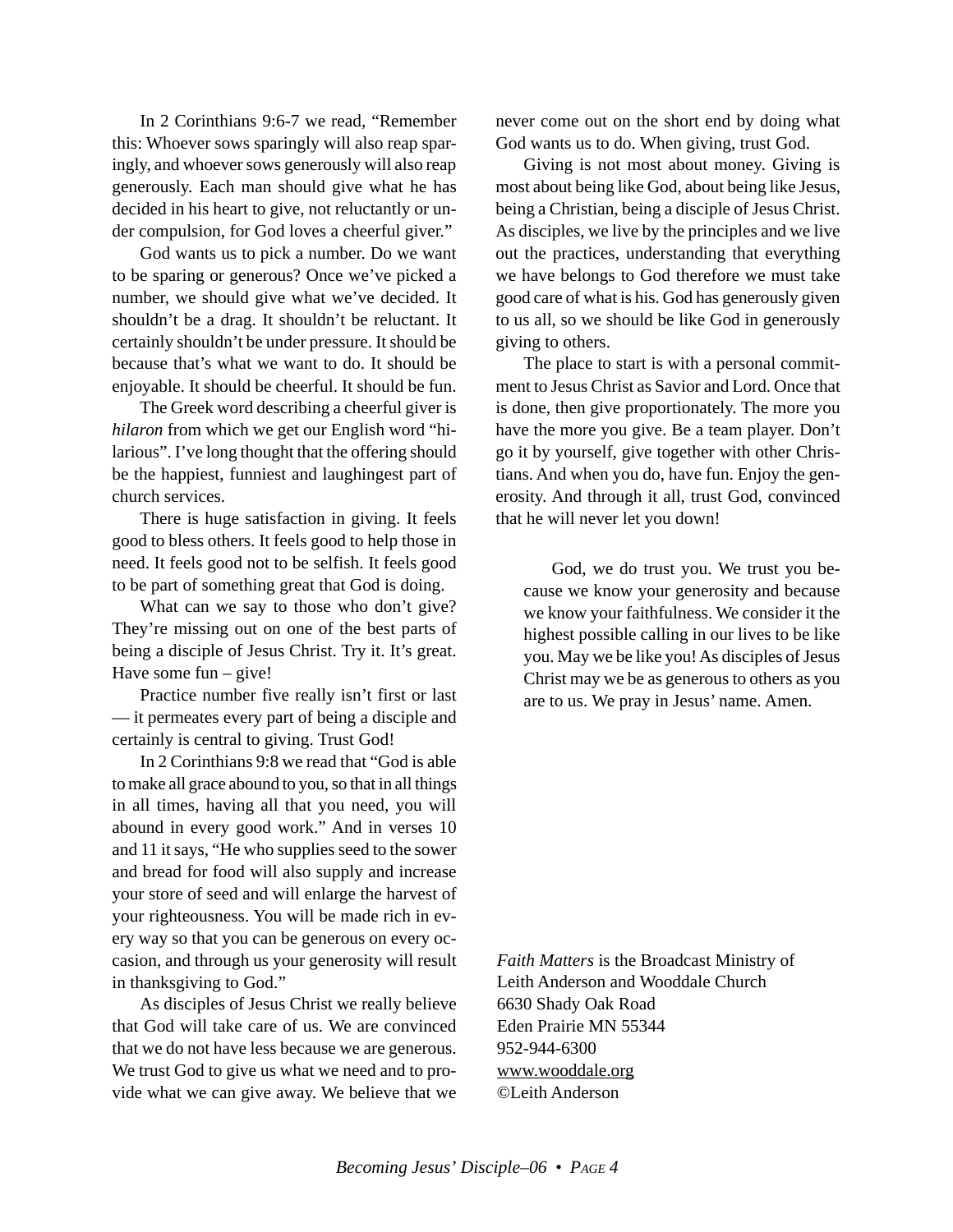In 2 Corinthians 9:6-7 we read, "Remember this: Whoever sows sparingly will also reap sparingly, and whoever sows generously will also reap generously. Each man should give what he has decided in his heart to give, not reluctantly or under compulsion, for God loves a cheerful giver."

God wants us to pick a number. Do we want to be sparing or generous? Once we've picked a number, we should give what we've decided. It shouldn't be a drag. It shouldn't be reluctant. It certainly shouldn't be under pressure. It should be because that's what we want to do. It should be enjoyable. It should be cheerful. It should be fun.

The Greek word describing a cheerful giver is *hilaron* from which we get our English word "hilarious". I've long thought that the offering should be the happiest, funniest and laughingest part of church services.

There is huge satisfaction in giving. It feels good to bless others. It feels good to help those in need. It feels good not to be selfish. It feels good to be part of something great that God is doing.

What can we say to those who don't give? They're missing out on one of the best parts of being a disciple of Jesus Christ. Try it. It's great. Have some fun – give!

Practice number five really isn't first or last — it permeates every part of being a disciple and certainly is central to giving. Trust God!

In 2 Corinthians 9:8 we read that "God is able to make all grace abound to you, so that in all things in all times, having all that you need, you will abound in every good work." And in verses 10 and 11 it says, "He who supplies seed to the sower and bread for food will also supply and increase your store of seed and will enlarge the harvest of your righteousness. You will be made rich in every way so that you can be generous on every occasion, and through us your generosity will result in thanksgiving to God."

As disciples of Jesus Christ we really believe that God will take care of us. We are convinced that we do not have less because we are generous. We trust God to give us what we need and to provide what we can give away. We believe that we never come out on the short end by doing what God wants us to do. When giving, trust God.

Giving is not most about money. Giving is most about being like God, about being like Jesus, being a Christian, being a disciple of Jesus Christ. As disciples, we live by the principles and we live out the practices, understanding that everything we have belongs to God therefore we must take good care of what is his. God has generously given to us all, so we should be like God in generously giving to others.

The place to start is with a personal commitment to Jesus Christ as Savior and Lord. Once that is done, then give proportionately. The more you have the more you give. Be a team player. Don't go it by yourself, give together with other Christians. And when you do, have fun. Enjoy the generosity. And through it all, trust God, convinced that he will never let you down!

> God, we do trust you. We trust you because we know your generosity and because we know your faithfulness. We consider it the highest possible calling in our lives to be like you. May we be like you! As disciples of Jesus Christ may we be as generous to others as you are to us. We pray in Jesus' name. Amen.

*Faith Matters* is the Broadcast Ministry of
Leith Anderson and Wooddale Church
6630 Shady Oak Road
Eden Prairie MN 55344
952-944-6300
www.wooddale.org
©Leith Anderson